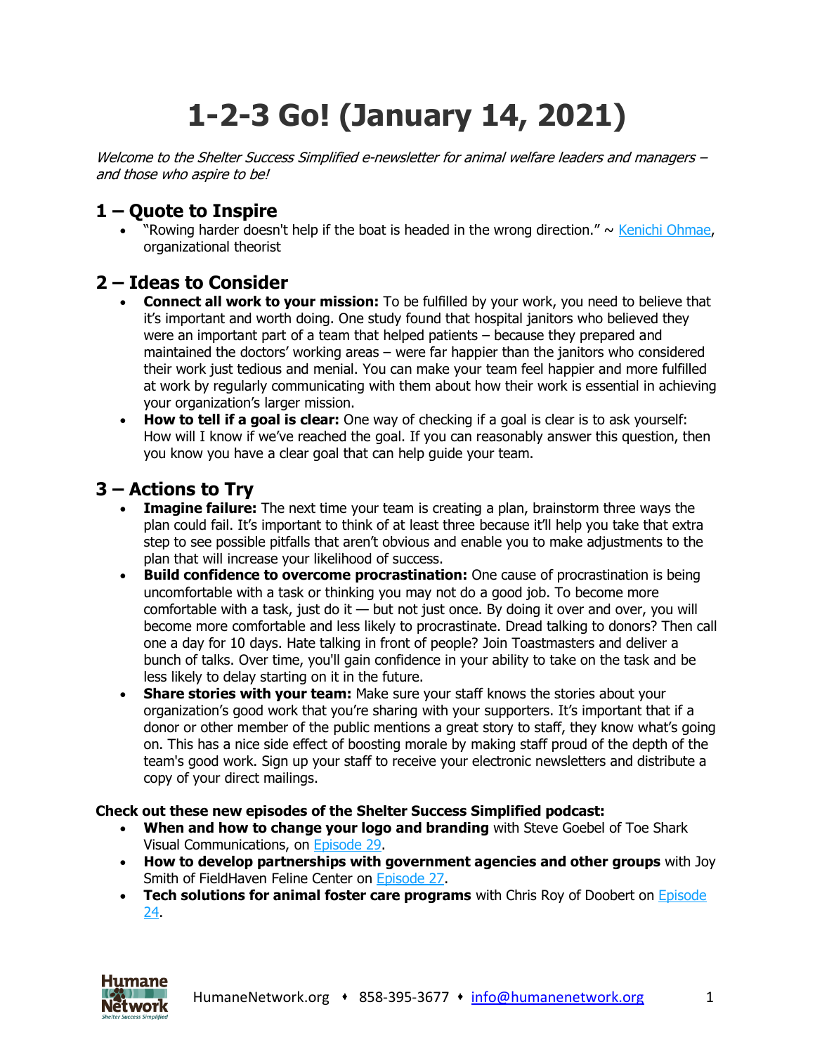# 1-2-3 Go! (January 14, 2021)

*Welcome to the Shelter Success Simplified e-newsletter for animal welfare leaders and managers – and those who aspire to be!*

## 1 – Quote to Inspire

- "Rowing harder doesn't help if the boat is headed in the wrong direction." ~ Kenichi Ohmae, organizational theorist

## 2 – Ideas to Consider

- **Connect all work to your mission:** To be fulfilled by your work, you need to believe that it's important and worth doing. One study found that hospital janitors who believed they were an important part of a team that helped patients – because they prepared and maintained the doctors' working areas – were far happier than the janitors who considered their work just tedious and menial. You can make your team feel happier and more fulfilled at work by regularly communicating with them about how their work is essential in achieving your organization's larger mission.
- **How to tell if a goal is clear:** One way of checking if a goal is clear is to ask yourself: How will I know if we've reached the goal. If you can reasonably answer this question, then you know you have a clear goal that can help guide your team.

## 3 – Actions to Try

- **Imagine failure:** The next time your team is creating a plan, brainstorm three ways the plan could fail. It's important to think of at least three because it'll help you take that extra step to see possible pitfalls that aren't obvious and enable you to make adjustments to the plan that will increase your likelihood of success.
- **Build confidence to overcome procrastination:** One cause of procrastination is being uncomfortable with a task or thinking you may not do a good job. To become more comfortable with a task, just do it — but not just once. By doing it over and over, you will become more comfortable and less likely to procrastinate. Dread talking to donors? Then call one a day for 10 days. Hate talking in front of people? Join Toastmasters and deliver a bunch of talks. Over time, you'll gain confidence in your ability to take on the task and be less likely to delay starting on it in the future.
- **Share stories with your team:** Make sure your staff knows the stories about your organization's good work that you're sharing with your supporters. It's important that if a donor or other member of the public mentions a great story to staff, they know what's going on. This has a nice side effect of boosting morale by making staff proud of the depth of the team's good work. Sign up your staff to receive your electronic newsletters and distribute a copy of your direct mailings.

**Check out these new episodes of the Shelter Success Simplified podcast:**

- **When and how to change your logo and branding** with Steve Goebel of Toe Shark Visual Communications, on Episode 29.
- **How to develop partnerships with government agencies and other groups** with Joy Smith of FieldHaven Feline Center on Episode 27.
- **Tech solutions for animal foster care programs** with Chris Roy of Doobert on Episode 24.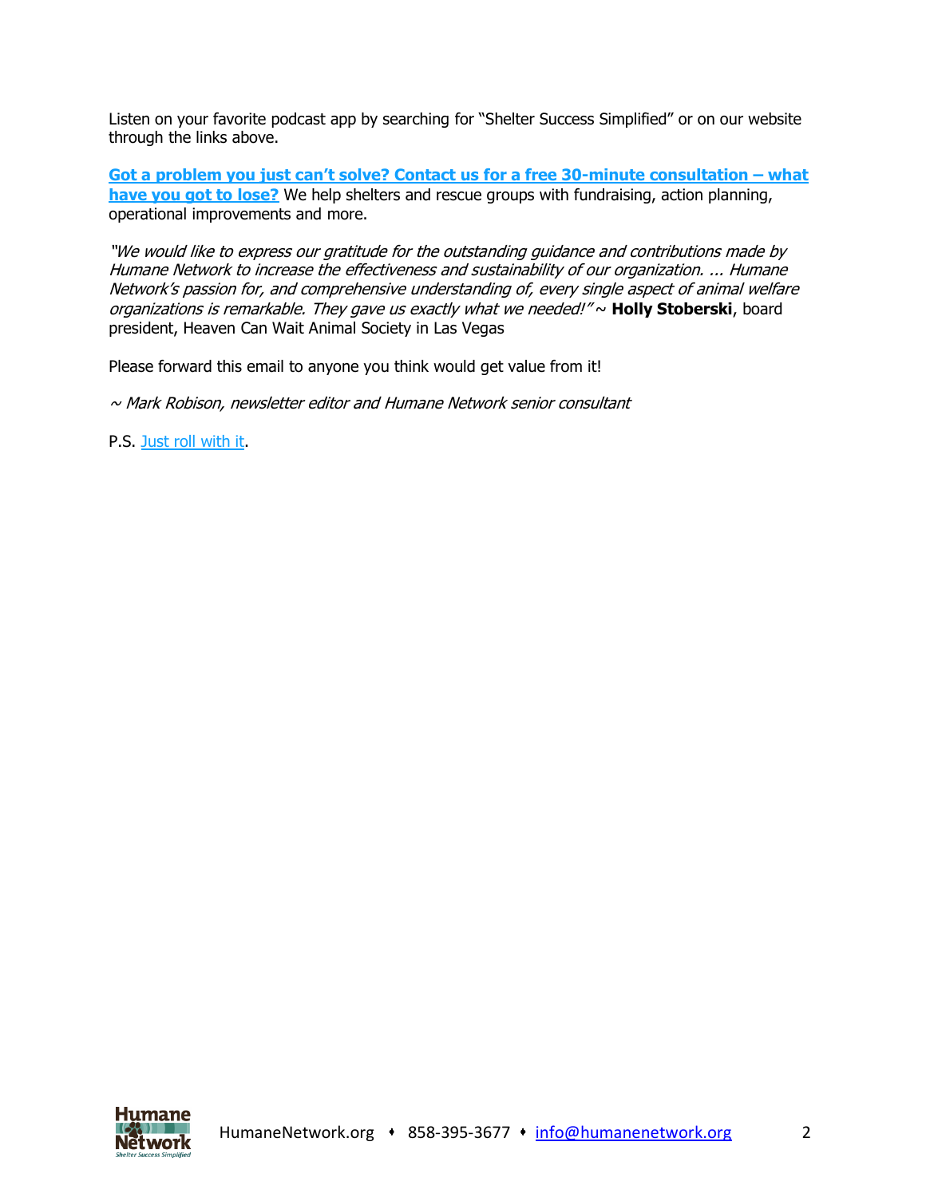Listen on your favorite podcast app by searching for "Shelter Success Simplified" or on our website through the links above.

**Got a problem you just can't solve? Contact us for a free 30-minute consultation – what have you got to lose?** We help shelters and rescue groups with fundraising, action planning, operational improvements and more.

*"We would like to express our gratitude for the outstanding guidance and contributions made by Humane Network to increase the effectiveness and sustainability of our organization. … Humane Network's passion for, and comprehensive understanding of, every single aspect of animal welfare organizations is remarkable. They gave us exactly what we needed!"* ~ **Holly Stoberski**, board president, Heaven Can Wait Animal Society in Las Vegas

Please forward this email to anyone you think would get value from it!

*~ Mark Robison, newsletter editor and Humane Network senior consultant*

P.S. Just roll with it.